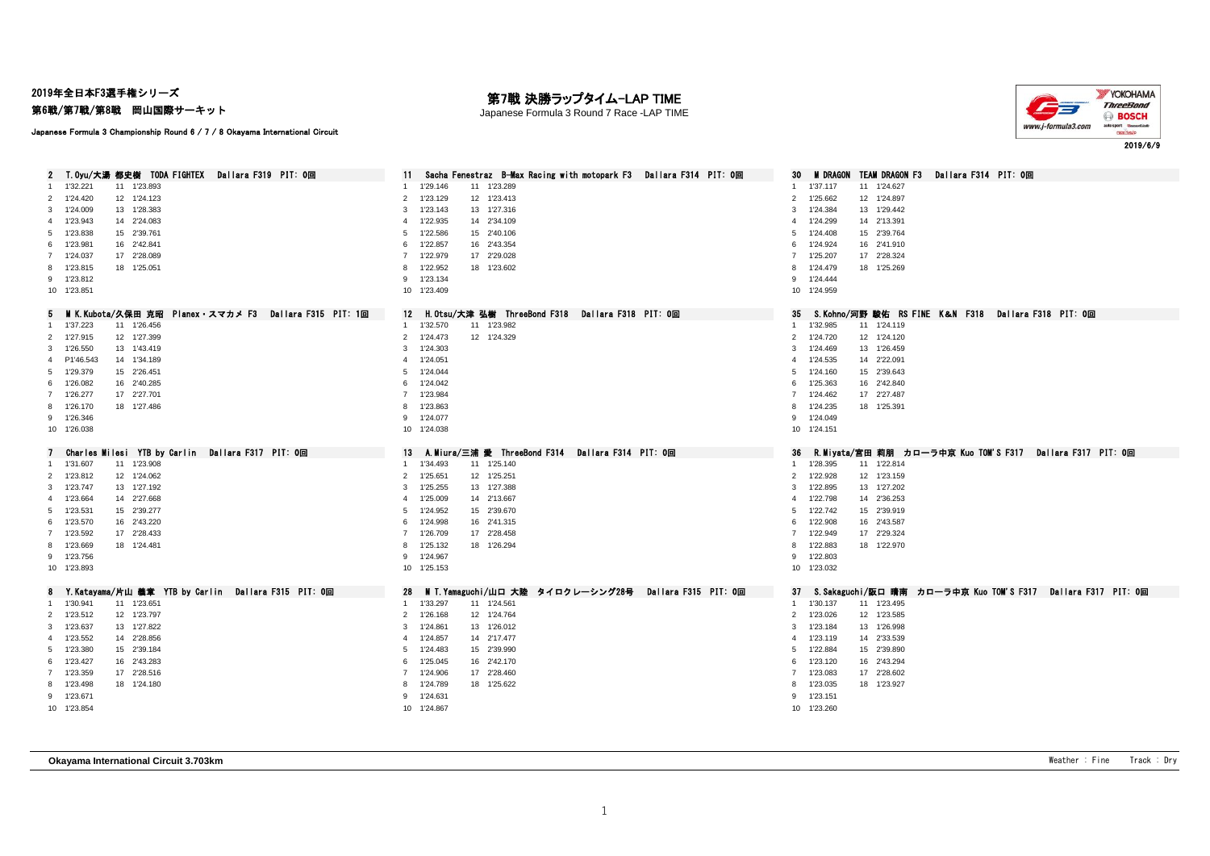2019年全日本F3選手権シリーズ

第6戦/第7戦/第8戦　岡山国際サーキット

Japanese Formula 3 Championship Round 6 / 7 / 8 Okayama International Circuit

# 第7戦 決勝ラップタイム-LAP TIME

Japanese Formula 3 Round 7 Race -LAP TIME

2019/6/9

### 2　T.Oyu/大湯 都史樹　TODA FIGHTEX　Dallara F319　PIT: 0回

| Lap | Time | Lap | Time |
|---|---|---|---|
| 1 | 1'32.221 | 11 | 1'23.893 |
| 2 | 1'24.420 | 12 | 1'24.123 |
| 3 | 1'24.009 | 13 | 1'28.383 |
| 4 | 1'23.943 | 14 | 2'24.083 |
| 5 | 1'23.838 | 15 | 2'39.761 |
| 6 | 1'23.981 | 16 | 2'42.841 |
| 7 | 1'24.037 | 17 | 2'28.089 |
| 8 | 1'23.815 | 18 | 1'25.051 |
| 9 | 1'23.812 | | |
| 10 | 1'23.851 | | |

### 5　M K.Kubota/久保田 克昭　Planex・スマカメ F3　Dallara F315　PIT: 1回

| Lap | Time | Lap | Time |
|---|---|---|---|
| 1 | 1'37.223 | 11 | 1'26.456 |
| 2 | 1'27.915 | 12 | 1'27.399 |
| 3 | 1'26.550 | 13 | 1'43.419 |
| 4 | P1'46.543 | 14 | 1'34.189 |
| 5 | 1'29.379 | 15 | 2'26.451 |
| 6 | 1'26.082 | 16 | 2'40.285 |
| 7 | 1'26.277 | 17 | 2'27.701 |
| 8 | 1'26.170 | 18 | 1'27.486 |
| 9 | 1'26.346 | | |
| 10 | 1'26.038 | | |

### 7　Charles Milesi　YTB by Carlin　Dallara F317　PIT: 0回

| Lap | Time | Lap | Time |
|---|---|---|---|
| 1 | 1'31.607 | 11 | 1'23.908 |
| 2 | 1'23.812 | 12 | 1'24.062 |
| 3 | 1'23.747 | 13 | 1'27.192 |
| 4 | 1'23.664 | 14 | 2'27.668 |
| 5 | 1'23.531 | 15 | 2'39.277 |
| 6 | 1'23.570 | 16 | 2'43.220 |
| 7 | 1'23.592 | 17 | 2'28.433 |
| 8 | 1'23.669 | 18 | 1'24.481 |
| 9 | 1'23.756 | | |
| 10 | 1'23.893 | | |

### 8　Y.Katayama/片山 義章　YTB by Carlin　Dallara F315　PIT: 0回

| Lap | Time | Lap | Time |
|---|---|---|---|
| 1 | 1'30.941 | 11 | 1'23.651 |
| 2 | 1'23.512 | 12 | 1'23.797 |
| 3 | 1'23.637 | 13 | 1'27.822 |
| 4 | 1'23.552 | 14 | 2'28.856 |
| 5 | 1'23.380 | 15 | 2'39.184 |
| 6 | 1'23.427 | 16 | 2'43.283 |
| 7 | 1'23.359 | 17 | 2'28.516 |
| 8 | 1'23.498 | 18 | 1'24.180 |
| 9 | 1'23.671 | | |
| 10 | 1'23.854 | | |

### 11　Sacha Fenestraz　B-Max Racing with motopark F3　Dallara F314　PIT: 0回

| Lap | Time | Lap | Time |
|---|---|---|---|
| 1 | 1'29.146 | 11 | 1'23.289 |
| 2 | 1'23.129 | 12 | 1'23.413 |
| 3 | 1'23.143 | 13 | 1'27.316 |
| 4 | 1'22.935 | 14 | 2'34.109 |
| 5 | 1'22.586 | 15 | 2'40.106 |
| 6 | 1'22.857 | 16 | 2'43.354 |
| 7 | 1'22.979 | 17 | 2'29.028 |
| 8 | 1'22.952 | 18 | 1'23.602 |
| 9 | 1'23.134 | | |
| 10 | 1'23.409 | | |

### 12　H.Otsu/大津 弘樹　ThreeBond F318　Dallara F318　PIT: 0回

| Lap | Time | Lap | Time |
|---|---|---|---|
| 1 | 1'32.570 | 11 | 1'23.982 |
| 2 | 1'24.473 | 12 | 1'24.329 |
| 3 | 1'24.303 | | |
| 4 | 1'24.051 | | |
| 5 | 1'24.044 | | |
| 6 | 1'24.042 | | |
| 7 | 1'23.984 | | |
| 8 | 1'23.863 | | |
| 9 | 1'24.077 | | |
| 10 | 1'24.038 | | |

### 13　A.Miura/三浦 愛　ThreeBond F314　Dallara F314　PIT: 0回

| Lap | Time | Lap | Time |
|---|---|---|---|
| 1 | 1'34.493 | 11 | 1'25.140 |
| 2 | 1'25.651 | 12 | 1'25.251 |
| 3 | 1'25.255 | 13 | 1'27.388 |
| 4 | 1'25.009 | 14 | 2'13.667 |
| 5 | 1'24.952 | 15 | 2'39.670 |
| 6 | 1'24.998 | 16 | 2'41.315 |
| 7 | 1'26.709 | 17 | 2'28.458 |
| 8 | 1'25.132 | 18 | 1'26.294 |
| 9 | 1'24.967 | | |
| 10 | 1'25.153 | | |

### 28　M T.Yamaguchi/山口 大陸　タイロクレーシング28号　Dallara F315　PIT: 0回

| Lap | Time | Lap | Time |
|---|---|---|---|
| 1 | 1'33.297 | 11 | 1'24.561 |
| 2 | 1'26.168 | 12 | 1'24.764 |
| 3 | 1'24.861 | 13 | 1'26.012 |
| 4 | 1'24.857 | 14 | 2'17.477 |
| 5 | 1'24.483 | 15 | 2'39.990 |
| 6 | 1'25.045 | 16 | 2'42.170 |
| 7 | 1'24.906 | 17 | 2'28.460 |
| 8 | 1'24.789 | 18 | 1'25.622 |
| 9 | 1'24.631 | | |
| 10 | 1'24.867 | | |

### 30　M DRAGON　TEAM DRAGON F3　Dallara F314　PIT: 0回

| Lap | Time | Lap | Time |
|---|---|---|---|
| 1 | 1'37.117 | 11 | 1'24.627 |
| 2 | 1'25.662 | 12 | 1'24.897 |
| 3 | 1'24.384 | 13 | 1'29.442 |
| 4 | 1'24.299 | 14 | 2'13.391 |
| 5 | 1'24.408 | 15 | 2'39.764 |
| 6 | 1'24.924 | 16 | 2'41.910 |
| 7 | 1'25.207 | 17 | 2'28.324 |
| 8 | 1'24.479 | 18 | 1'25.269 |
| 9 | 1'24.444 | | |
| 10 | 1'24.959 | | |

### 35　S.Kohno/河野 駿佑　RS FINE K&N F318　Dallara F318　PIT: 0回

| Lap | Time | Lap | Time |
|---|---|---|---|
| 1 | 1'32.985 | 11 | 1'24.119 |
| 2 | 1'24.720 | 12 | 1'24.120 |
| 3 | 1'24.469 | 13 | 1'26.459 |
| 4 | 1'24.535 | 14 | 2'22.091 |
| 5 | 1'24.160 | 15 | 2'39.643 |
| 6 | 1'25.363 | 16 | 2'42.840 |
| 7 | 1'24.462 | 17 | 2'27.487 |
| 8 | 1'24.235 | 18 | 1'25.391 |
| 9 | 1'24.049 | | |
| 10 | 1'24.151 | | |

### 36　R.Miyata/宮田 莉朋　カローラ中京 Kuo TOM'S F317　Dallara F317　PIT: 0回

| Lap | Time | Lap | Time |
|---|---|---|---|
| 1 | 1'28.395 | 11 | 1'22.814 |
| 2 | 1'22.928 | 12 | 1'23.159 |
| 3 | 1'22.895 | 13 | 1'27.202 |
| 4 | 1'22.798 | 14 | 2'36.253 |
| 5 | 1'22.742 | 15 | 2'39.919 |
| 6 | 1'22.908 | 16 | 2'43.587 |
| 7 | 1'22.949 | 17 | 2'29.324 |
| 8 | 1'22.883 | 18 | 1'22.970 |
| 9 | 1'22.803 | | |
| 10 | 1'23.032 | | |

### 37　S.Sakaguchi/阪口 晴南　カローラ中京 Kuo TOM'S F317　Dallara F317　PIT: 0回

| Lap | Time | Lap | Time |
|---|---|---|---|
| 1 | 1'30.137 | 11 | 1'23.495 |
| 2 | 1'23.026 | 12 | 1'23.585 |
| 3 | 1'23.184 | 13 | 1'26.998 |
| 4 | 1'23.119 | 14 | 2'33.539 |
| 5 | 1'22.884 | 15 | 2'39.890 |
| 6 | 1'23.120 | 16 | 2'43.294 |
| 7 | 1'23.083 | 17 | 2'28.602 |
| 8 | 1'23.035 | 18 | 1'23.927 |
| 9 | 1'23.151 | | |
| 10 | 1'23.260 | | |

**Okayama International Circuit 3.703km**　　Weather : Fine　　Track : Dry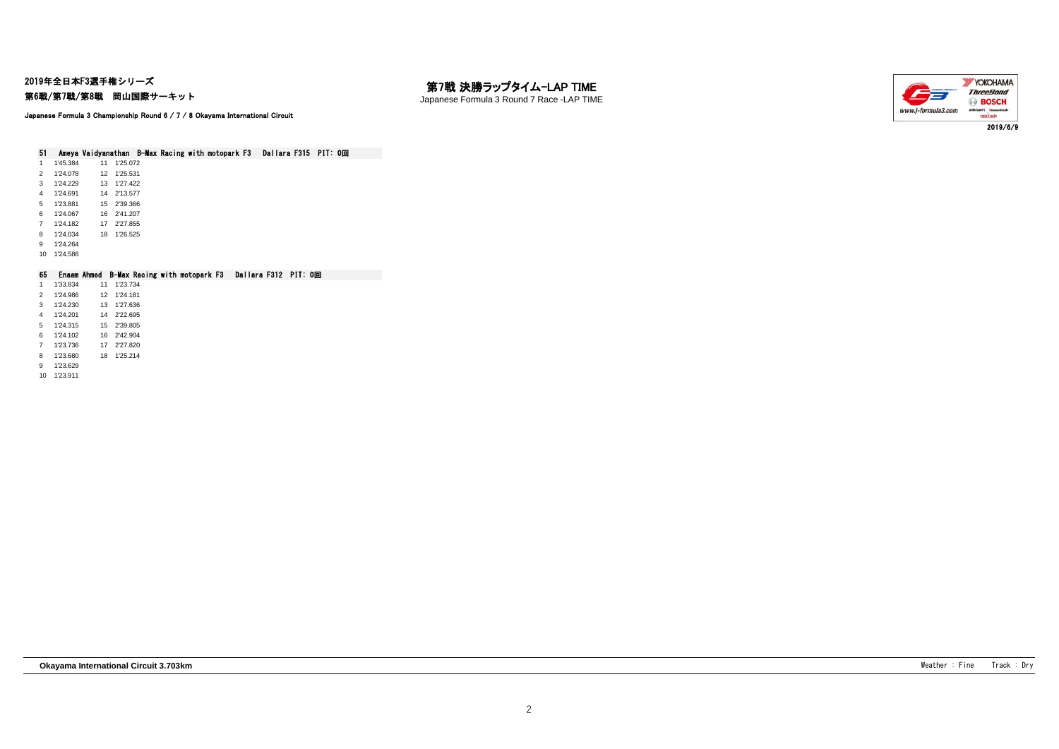2019年全日本F3選手権シリーズ

第6戦/第7戦/第8戦　岡山国際サーキット

Japanese Formula 3 Championship Round 6 / 7 / 8 Okayama International Circuit

# 第7戦 決勝ラップタイム-LAP TIME

Japanese Formula 3 Round 7 Race -LAP TIME

2019/6/9

**51　Ameya Vaidyanathan　B-Max Racing with motopark F3　Dallara F315　PIT: 0回**

| | | | |
|---|---|---|---|
| 1 | 1'45.384 | 11 | 1'25.072 |
| 2 | 1'24.078 | 12 | 1'25.531 |
| 3 | 1'24.229 | 13 | 1'27.422 |
| 4 | 1'24.691 | 14 | 2'13.577 |
| 5 | 1'23.881 | 15 | 2'39.366 |
| 6 | 1'24.067 | 16 | 2'41.207 |
| 7 | 1'24.182 | 17 | 2'27.855 |
| 8 | 1'24.034 | 18 | 1'26.525 |
| 9 | 1'24.264 | | |
| 10 | 1'24.586 | | |

**65　Enaam Ahmed　B-Max Racing with motopark F3　Dallara F312　PIT: 0回**

| | | | |
|---|---|---|---|
| 1 | 1'33.834 | 11 | 1'23.734 |
| 2 | 1'24.986 | 12 | 1'24.181 |
| 3 | 1'24.230 | 13 | 1'27.636 |
| 4 | 1'24.201 | 14 | 2'22.695 |
| 5 | 1'24.315 | 15 | 2'39.805 |
| 6 | 1'24.102 | 16 | 2'42.904 |
| 7 | 1'23.736 | 17 | 2'27.820 |
| 8 | 1'23.680 | 18 | 1'25.214 |
| 9 | 1'23.629 | | |
| 10 | 1'23.911 | | |

**Okayama International Circuit 3.703km**　　Weather : Fine　Track : Dry